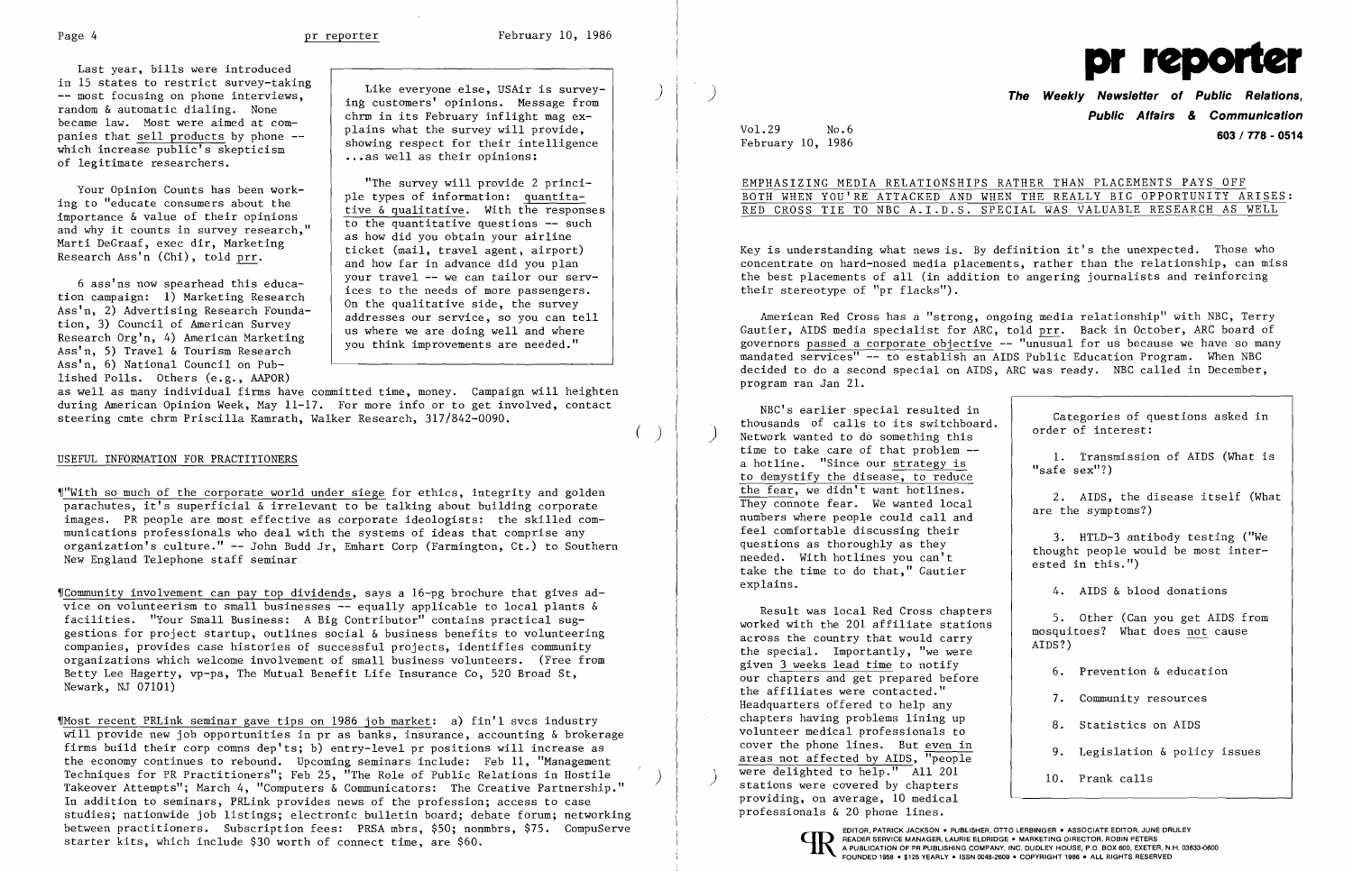Last year, bills were introduced in 15 states to restrict survey-taking -- most focusing on phone interviews, random & automatic dialing. None became law. Most were aimed at companies that sell products by phone -- which increase public's skepticism of legitimate researchers.

Your Opinion Counts has been working to "educate consumers about the importance & value of their opinions and why it counts in survey research," Marti DeGraaf, exec dir, Marketing Research Ass'n (Chi), told prr.

6 ass'ns now spearhead this education campaign: 1) Marketing Research Ass'n, 2) Advertising Research Foundation, 3) Council of American Survey Research Org'n, 4) American Marketing Ass'n, 5) Travel & Tourism Research Ass'n, 6) National Council on Published Polls. Others (e.g., AAPOR) as well as many individual firms have committed time, money. Campaign will heighten during American Opinion Week, May 11-17. For more info or to get involved, contact steering cmte chrm Priscilla Kamrath, Walker Research, 317/842-0090.

> Like everyone else, USAir is surveying customers' opinions. Message from chrm in its February inflight mag explains what the survey will provide, showing respect for their intelligence ...as well as their opinions:
>
> "The survey will provide 2 principle types of information: quantitative & qualitative. With the responses to the quantitative questions -- such as how did you obtain your airline ticket (mail, travel agent, airport) and how far in advance did you plan your travel -- we can tailor our services to the needs of more passengers. On the qualitative side, the survey addresses our service, so you can tell us where we are doing well and where you think improvements are needed."

## USEFUL INFORMATION FOR PRACTITIONERS

¶"With so much of the corporate world under siege for ethics, integrity and golden parachutes, it's superficial & irrelevant to be talking about building corporate images. PR people are most effective as corporate ideologists: the skilled communications professionals who deal with the systems of ideas that comprise any organization's culture." -- John Budd Jr, Emhart Corp (Farmington, Ct.) to Southern New England Telephone staff seminar

¶Community involvement can pay top dividends, says a 16-pg brochure that gives advice on volunteerism to small businesses -- equally applicable to local plants & facilities. "Your Small Business: A Big Contributor" contains practical suggestions for project startup, outlines social & business benefits to volunteering companies, provides case histories of successful projects, identifies community organizations which welcome involvement of small business volunteers. (Free from Betty Lee Hagerty, vp-pa, The Mutual Benefit Life Insurance Co, 520 Broad St, Newark, NJ 07101)

¶Most recent PRLink seminar gave tips on 1986 job market: a) fin'l svcs industry will provide new job opportunities in pr as banks, insurance, accounting & brokerage firms build their corp comns dep't's; b) entry-level pr positions will increase as the economy continues to rebound. Upcoming seminars include: Feb 11, "Management Techniques for PR Practitioners"; Feb 25, "The Role of Public Relations in Hostile Takeover Attempts"; March 4, "Computers & Communicators: The Creative Partnership." In addition to seminars, PRLink provides news of the profession; access to case studies; nationwide job listings; electronic bulletin board; debate forum; networking between practitioners. Subscription fees: PRSA mbrs, $50; nonmbrs, $75. CompuServe starter kits, which include $30 worth of connect time, are $60.

# pr reporter

**The Weekly Newsletter of Public Relations, Public Affairs & Communication**

**603 / 778 - 0514**

Vol.29 No.6
February 10, 1986

## EMPHASIZING MEDIA RELATIONSHIPS RATHER THAN PLACEMENTS PAYS OFF BOTH WHEN YOU'RE ATTACKED AND WHEN THE REALLY BIG OPPORTUNITY ARISES: RED CROSS TIE TO NBC A.I.D.S. SPECIAL WAS VALUABLE RESEARCH AS WELL

Key is understanding what news is. By definition it's the unexpected. Those who concentrate on hard-nosed media placements, rather than the relationship, can miss the best placements of all (in addition to angering journalists and reinforcing their stereotype of "pr flacks").

American Red Cross has a "strong, ongoing media relationship" with NBC, Terry Gautier, AIDS media specialist for ARC, told prr. Back in October, ARC board of governors passed a corporate objective -- "unusual for us because we have so many mandated services" -- to establish an AIDS Public Education Program. When NBC decided to do a second special on AIDS, ARC was ready. NBC called in December, program ran Jan 21.

NBC's earlier special resulted in thousands of calls to its switchboard. Network wanted to do something this time to take care of that problem -- a hotline. "Since our strategy is to demystify the disease, to reduce the fear, we didn't want hotlines. They connote fear. We wanted local numbers where people could call and feel comfortable discussing their questions as thoroughly as they needed. With hotlines you can't take the time to do that," Gautier explains.

Result was local Red Cross chapters worked with the 201 affiliate stations across the country that would carry the special. Importantly, "we were given 3 weeks lead time to notify our chapters and get prepared before the affiliates were contacted." Headquarters offered to help any chapters having problems lining up volunteer medical professionals to cover the phone lines. But even in areas not affected by AIDS, "people were delighted to help." All 201 stations were covered by chapters providing, on average, 10 medical professionals & 20 phone lines.

> Categories of questions asked in order of interest:
>
> 1. Transmission of AIDS (What is "safe sex"?)
> 2. AIDS, the disease itself (What are the symptoms?)
> 3. HTLD-3 antibody testing ("We thought people would be most interested in this.")
> 4. AIDS & blood donations
> 5. Other (Can you get AIDS from mosquitoes? What does not cause AIDS?)
> 6. Prevention & education
> 7. Community resources
> 8. Statistics on AIDS
> 9. Legislation & policy issues
> 10. Prank calls

EDITOR, PATRICK JACKSON • PUBLISHER, OTTO LERBINGER • ASSOCIATE EDITOR, JUNE DRULEY
READER SERVICE MANAGER, LAURIE ELDRIDGE • MARKETING DIRECTOR, ROBIN PETERS
A PUBLICATION OF PR PUBLISHING COMPANY, INC. DUDLEY HOUSE, P.O. BOX 600, EXETER, N.H. 03833-0600
FOUNDED 1958 • $125 YEARLY • ISSN 0048-2609 • COPYRIGHT 1986 • ALL RIGHTS RESERVED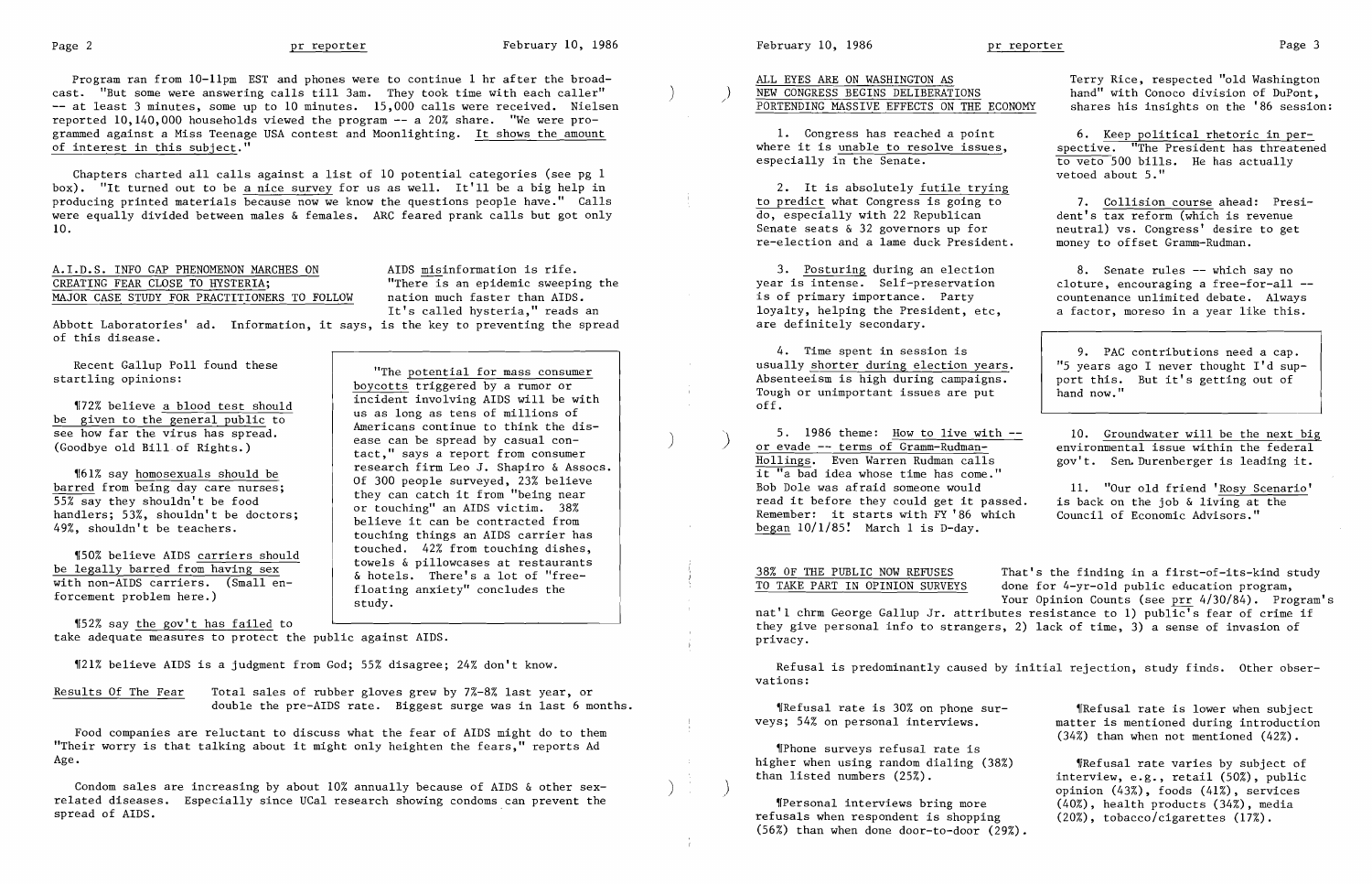Program ran from 10-11pm EST and phones were to continue 1 hr after the broadcast. "But some were answering calls till 3am. They took time with each caller" -- at least 3 minutes, some up to 10 minutes. 15,000 calls were received. Nielsen reported 10,140,000 households viewed the program -- a 20% share. "We were programmed against a Miss Teenage USA contest and Moonlighting. It shows the amount of interest in this subject."

Chapters charted all calls against a list of 10 potential categories (see pg 1 box). "It turned out to be a nice survey for us as well. It'll be a big help in producing printed materials because now we know the questions people have." Calls were equally divided between males & females. ARC feared prank calls but got only 10.

## A.I.D.S. INFO GAP PHENOMENON MARCHES ON CREATING FEAR CLOSE TO HYSTERIA; MAJOR CASE STUDY FOR PRACTITIONERS TO FOLLOW

AIDS misinformation is rife. "There is an epidemic sweeping the nation much faster than AIDS. It's called hysteria," reads an Abbott Laboratories' ad. Information, it says, is the key to preventing the spread of this disease.

Recent Gallup Poll found these startling opinions:

¶72% believe a blood test should be given to the general public to see how far the virus has spread. (Goodbye old Bill of Rights.)

¶61% say homosexuals should be barred from being day care nurses; 55% say they shouldn't be food handlers; 53%, shouldn't be doctors; 49%, shouldn't be teachers.

¶50% believe AIDS carriers should be legally barred from having sex with non-AIDS carriers. (Small enforcement problem here.)

> "The potential for mass consumer boycotts triggered by a rumor or incident involving AIDS will be with us as long as tens of millions of Americans continue to think the disease can be spread by casual contact," says a report from consumer research firm Leo J. Shapiro & Assocs. Of 300 people surveyed, 23% believe they can catch it from "being near or touching" an AIDS victim. 38% believe it can be contracted from touching things an AIDS carrier has touched. 42% from touching dishes, towels & pillowcases at restaurants & hotels. There's a lot of "free-floating anxiety" concludes the study.

¶52% say the gov't has failed to take adequate measures to protect the public against AIDS.

¶21% believe AIDS is a judgment from God; 55% disagree; 24% don't know.

**Results Of The Fear** Total sales of rubber gloves grew by 7%-8% last year, or double the pre-AIDS rate. Biggest surge was in last 6 months.

Food companies are reluctant to discuss what the fear of AIDS might do to them "Their worry is that talking about it might only heighten the fears," reports Ad Age.

Condom sales are increasing by about 10% annually because of AIDS & other sex-related diseases. Especially since UCal research showing condoms can prevent the spread of AIDS.

## ALL EYES ARE ON WASHINGTON AS NEW CONGRESS BEGINS DELIBERATIONS PORTENDING MASSIVE EFFECTS ON THE ECONOMY

Terry Rice, respected "old Washington hand" with Conoco division of DuPont, shares his insights on the '86 session:

1. Congress has reached a point where it is unable to resolve issues, especially in the Senate.

2. It is absolutely futile trying to predict what Congress is going to do, especially with 22 Republican Senate seats & 32 governors up for re-election and a lame duck President.

3. Posturing during an election year is intense. Self-preservation is of primary importance. Party loyalty, helping the President, etc, are definitely secondary.

4. Time spent in session is usually shorter during election years. Absenteeism is high during campaigns. Tough or unimportant issues are put off.

5. 1986 theme: How to live with -- or evade -- terms of Gramm-Rudman-Hollings. Even Warren Rudman calls it "a bad idea whose time has come." Bob Dole was afraid someone would read it before they could get it passed. Remember: it starts with FY '86 which began 10/1/85! March 1 is D-day.

6. Keep political rhetoric in perspective. "The President has threatened to veto 500 bills. He has actually vetoed about 5."

7. Collision course ahead: President's tax reform (which is revenue neutral) vs. Congress' desire to get money to offset Gramm-Rudman.

8. Senate rules -- which say no cloture, encouraging a free-for-all -- countenance unlimited debate. Always a factor, moreso in a year like this.

> 9. PAC contributions need a cap. "5 years ago I never thought I'd support this. But it's getting out of hand now."

10. Groundwater will be the next big environmental issue within the federal gov't. Sen. Durenberger is leading it.

11. "Our old friend 'Rosy Scenario' is back on the job & living at the Council of Economic Advisors."

## 38% OF THE PUBLIC NOW REFUSES TO TAKE PART IN OPINION SURVEYS

That's the finding in a first-of-its-kind study done for 4-yr-old public education program, Your Opinion Counts (see prr 4/30/84). Program's nat'l chrm George Gallup Jr. attributes resistance to 1) public's fear of crime if they give personal info to strangers, 2) lack of time, 3) a sense of invasion of privacy.

Refusal is predominantly caused by initial rejection, study finds. Other observations:

¶Refusal rate is 30% on phone surveys; 54% on personal interviews.

¶Phone surveys refusal rate is higher when using random dialing (38%) than listed numbers (25%).

¶Personal interviews bring more refusals when respondent is shopping (56%) than when done door-to-door (29%).

¶Refusal rate is lower when subject matter is mentioned during introduction (34%) than when not mentioned (42%).

¶Refusal rate varies by subject of interview, e.g., retail (50%), public opinion (43%), foods (41%), services (40%), health products (34%), media (20%), tobacco/cigarettes (17%).